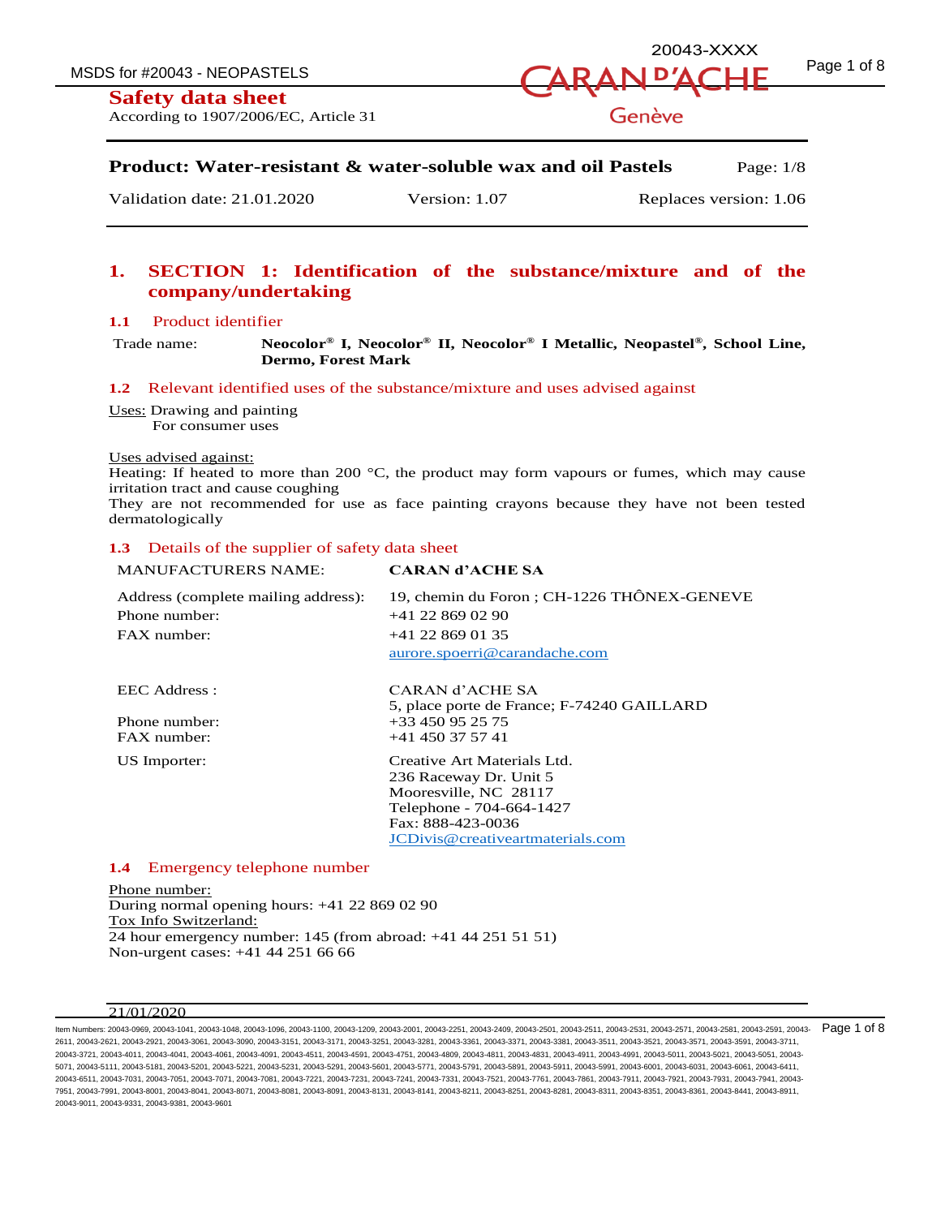# Safety data sheet

According to 1907/2006/EC, Article 31

**Product: Water-resistant & water-soluble wax and oil Pastels**

Validation date: 21.01.2020 | Version: 1.07 | Replaces version: 1.06

## 1. SECTION 1: Identification of the substance/mixture and of the company/undertaking

### 1.1 Product identifier

Trade name: **Neocolor® I, Neocolor® II, Neocolor® I Metallic, Neopastel®, School Line, Dermo, Forest Mark**

### 1.2 Relevant identified uses of the substance/mixture and uses advised against

Uses: Drawing and painting
For consumer uses

Uses advised against:
Heating: If heated to more than 200 °C, the product may form vapours or fumes, which may cause irritation tract and cause coughing
They are not recommended for use as face painting crayons because they have not been tested dermatologically

### 1.3 Details of the supplier of safety data sheet

| | |
|---|---|
| MANUFACTURERS NAME: | **CARAN d'ACHE SA** |
| Address (complete mailing address): | 19, chemin du Foron ; CH-1226 THÔNEX-GENEVE |
| Phone number: | +41 22 869 02 90 |
| FAX number: | +41 22 869 01 35 |
| | aurore.spoerri@carandache.com |
| EEC Address : | CARAN d'ACHE SA<br>5, place porte de France; F-74240 GAILLARD |
| Phone number: | +33 450 95 25 75 |
| FAX number: | +41 450 37 57 41 |
| US Importer: | Creative Art Materials Ltd.<br>236 Raceway Dr. Unit 5<br>Mooresville, NC 28117<br>Telephone - 704-664-1427<br>Fax: 888-423-0036<br>JCDivis@creativeartmaterials.com |

### 1.4 Emergency telephone number

Phone number:
During normal opening hours: +41 22 869 02 90
Tox Info Switzerland:
24 hour emergency number: 145 (from abroad: +41 44 251 51 51)
Non-urgent cases: +41 44 251 66 66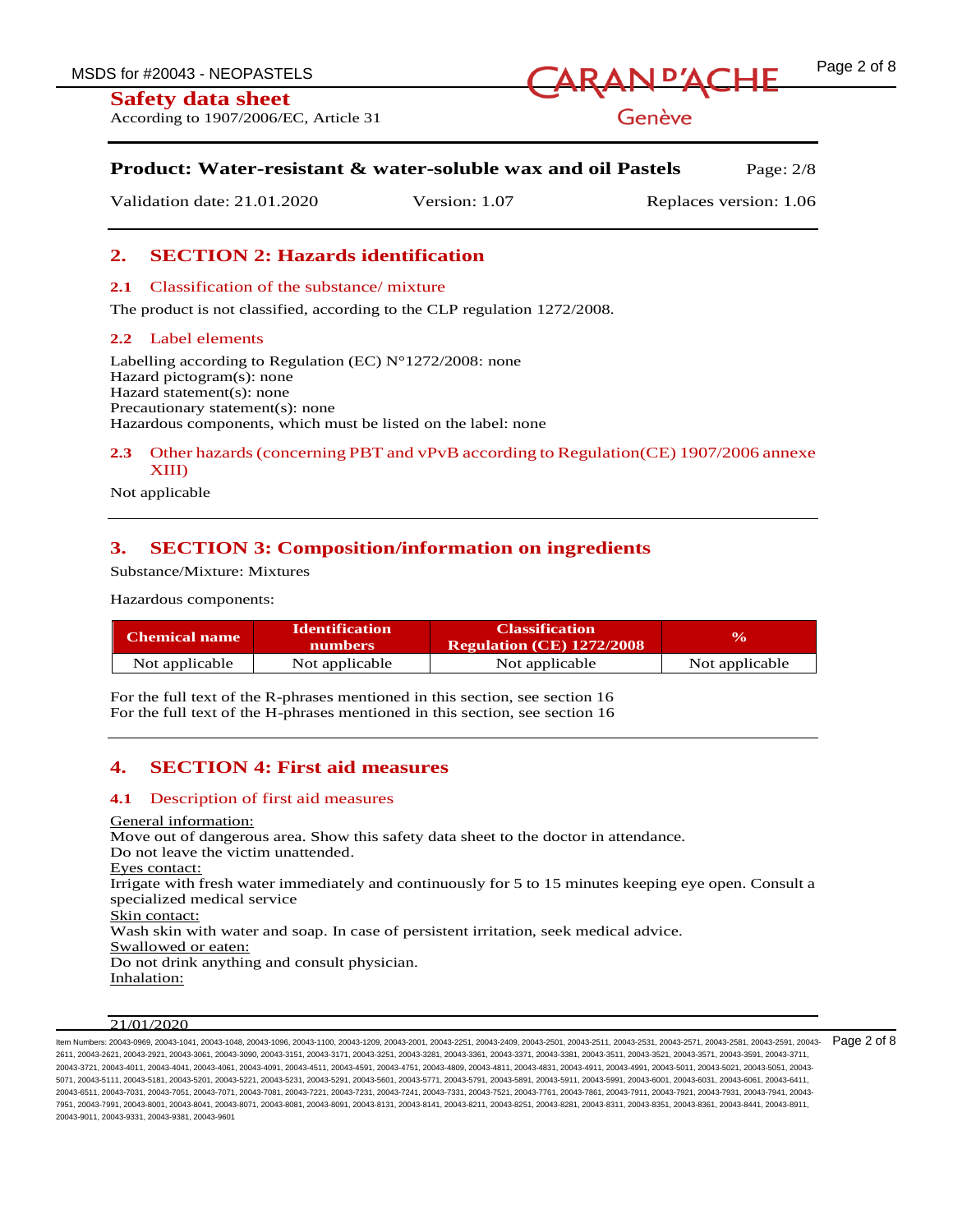## 2. SECTION 2: Hazards identification

### 2.1 Classification of the substance/ mixture

The product is not classified, according to the CLP regulation 1272/2008.

### 2.2 Label elements

Labelling according to Regulation (EC) N°1272/2008: none
Hazard pictogram(s): none
Hazard statement(s): none
Precautionary statement(s): none
Hazardous components, which must be listed on the label: none

### 2.3 Other hazards (concerning PBT and vPvB according to Regulation(CE) 1907/2006 annexe XIII)

Not applicable

## 3. SECTION 3: Composition/information on ingredients

Substance/Mixture: Mixtures

Hazardous components:

| Chemical name | Identification numbers | Classification Regulation (CE) 1272/2008 | % |
|---|---|---|---|
| Not applicable | Not applicable | Not applicable | Not applicable |

For the full text of the R-phrases mentioned in this section, see section 16
For the full text of the H-phrases mentioned in this section, see section 16

## 4. SECTION 4: First aid measures

### 4.1 Description of first aid measures

General information:
Move out of dangerous area. Show this safety data sheet to the doctor in attendance.
Do not leave the victim unattended.
Eyes contact:
Irrigate with fresh water immediately and continuously for 5 to 15 minutes keeping eye open. Consult a specialized medical service
Skin contact:
Wash skin with water and soap. In case of persistent irritation, seek medical advice.
Swallowed or eaten:
Do not drink anything and consult physician.
Inhalation: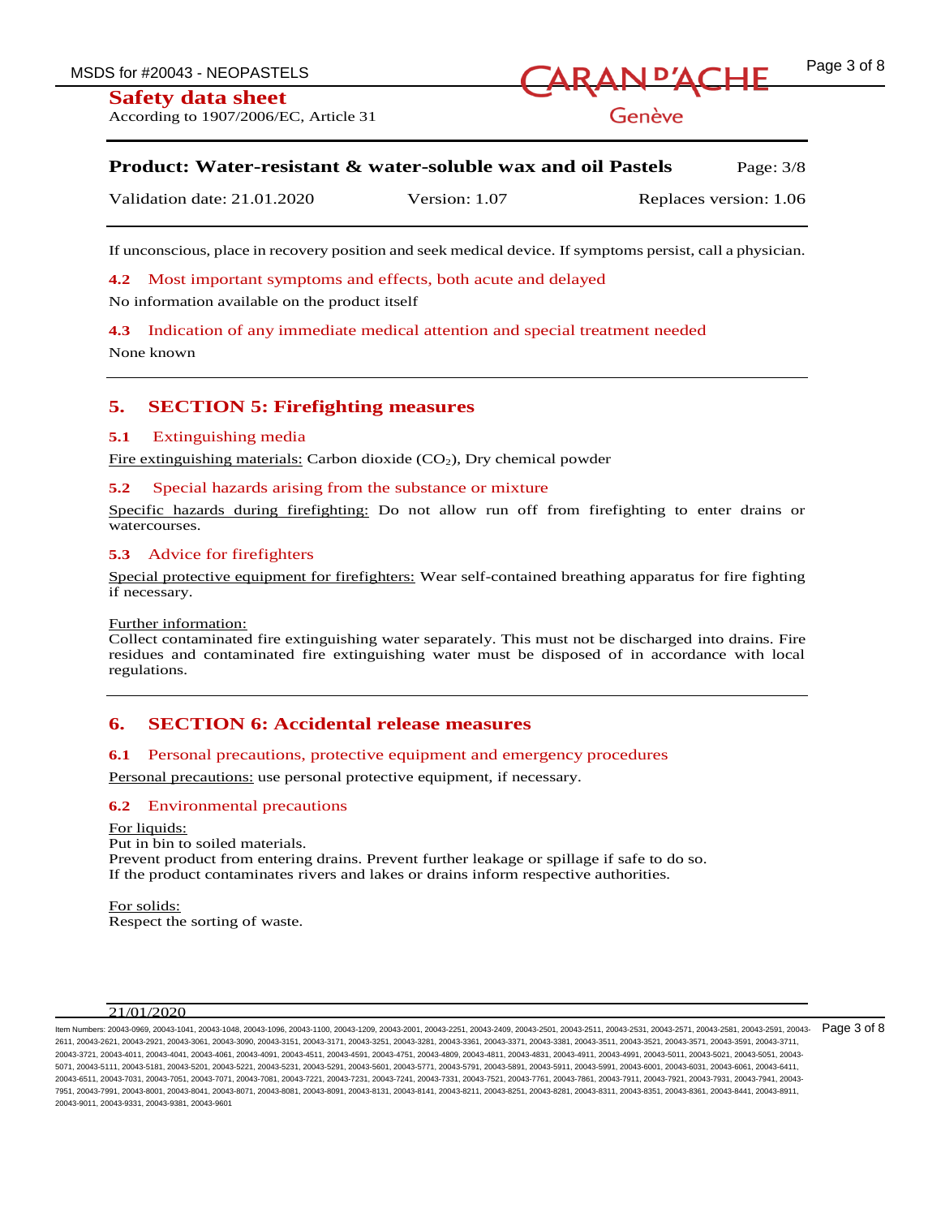If unconscious, place in recovery position and seek medical device. If symptoms persist, call a physician.

### 4.2 Most important symptoms and effects, both acute and delayed

No information available on the product itself

### 4.3 Indication of any immediate medical attention and special treatment needed

None known

## 5. SECTION 5: Firefighting measures

### 5.1 Extinguishing media

Fire extinguishing materials: Carbon dioxide ($CO_2$), Dry chemical powder

### 5.2 Special hazards arising from the substance or mixture

Specific hazards during firefighting: Do not allow run off from firefighting to enter drains or watercourses.

### 5.3 Advice for firefighters

Special protective equipment for firefighters: Wear self-contained breathing apparatus for fire fighting if necessary.

Further information:
Collect contaminated fire extinguishing water separately. This must not be discharged into drains. Fire residues and contaminated fire extinguishing water must be disposed of in accordance with local regulations.

## 6. SECTION 6: Accidental release measures

### 6.1 Personal precautions, protective equipment and emergency procedures

Personal precautions: use personal protective equipment, if necessary.

### 6.2 Environmental precautions

For liquids:
Put in bin to soiled materials.
Prevent product from entering drains. Prevent further leakage or spillage if safe to do so.
If the product contaminates rivers and lakes or drains inform respective authorities.

For solids:
Respect the sorting of waste.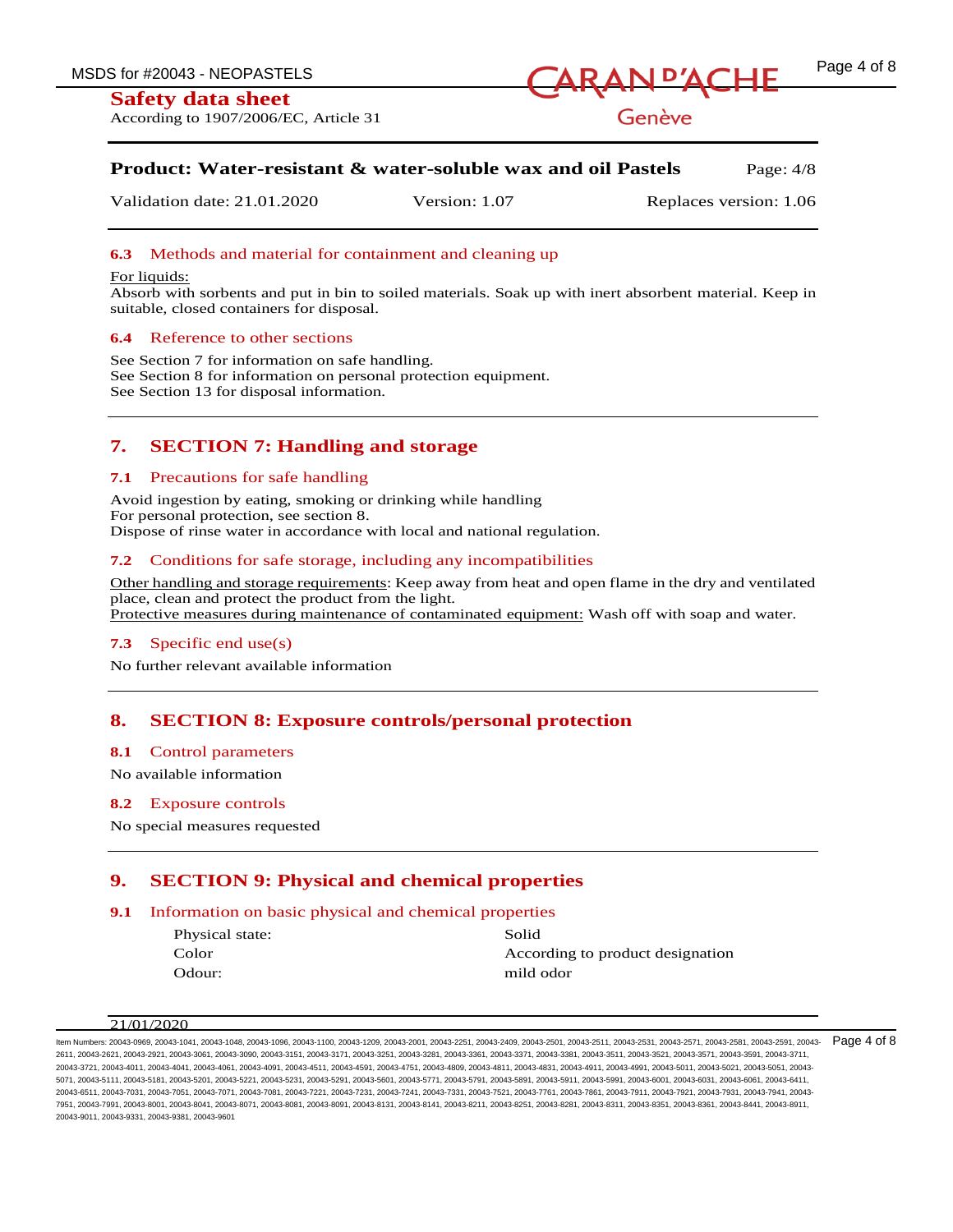### 6.3 Methods and material for containment and cleaning up

For liquids:
Absorb with sorbents and put in bin to soiled materials. Soak up with inert absorbent material. Keep in suitable, closed containers for disposal.

### 6.4 Reference to other sections

See Section 7 for information on safe handling.
See Section 8 for information on personal protection equipment.
See Section 13 for disposal information.

## 7. SECTION 7: Handling and storage

### 7.1 Precautions for safe handling

Avoid ingestion by eating, smoking or drinking while handling
For personal protection, see section 8.
Dispose of rinse water in accordance with local and national regulation.

### 7.2 Conditions for safe storage, including any incompatibilities

Other handling and storage requirements: Keep away from heat and open flame in the dry and ventilated place, clean and protect the product from the light.
Protective measures during maintenance of contaminated equipment: Wash off with soap and water.

### 7.3 Specific end use(s)

No further relevant available information

## 8. SECTION 8: Exposure controls/personal protection

### 8.1 Control parameters

No available information

### 8.2 Exposure controls

No special measures requested

## 9. SECTION 9: Physical and chemical properties

### 9.1 Information on basic physical and chemical properties

| | |
|---|---|
| Physical state: | Solid |
| Color | According to product designation |
| Odour: | mild odor |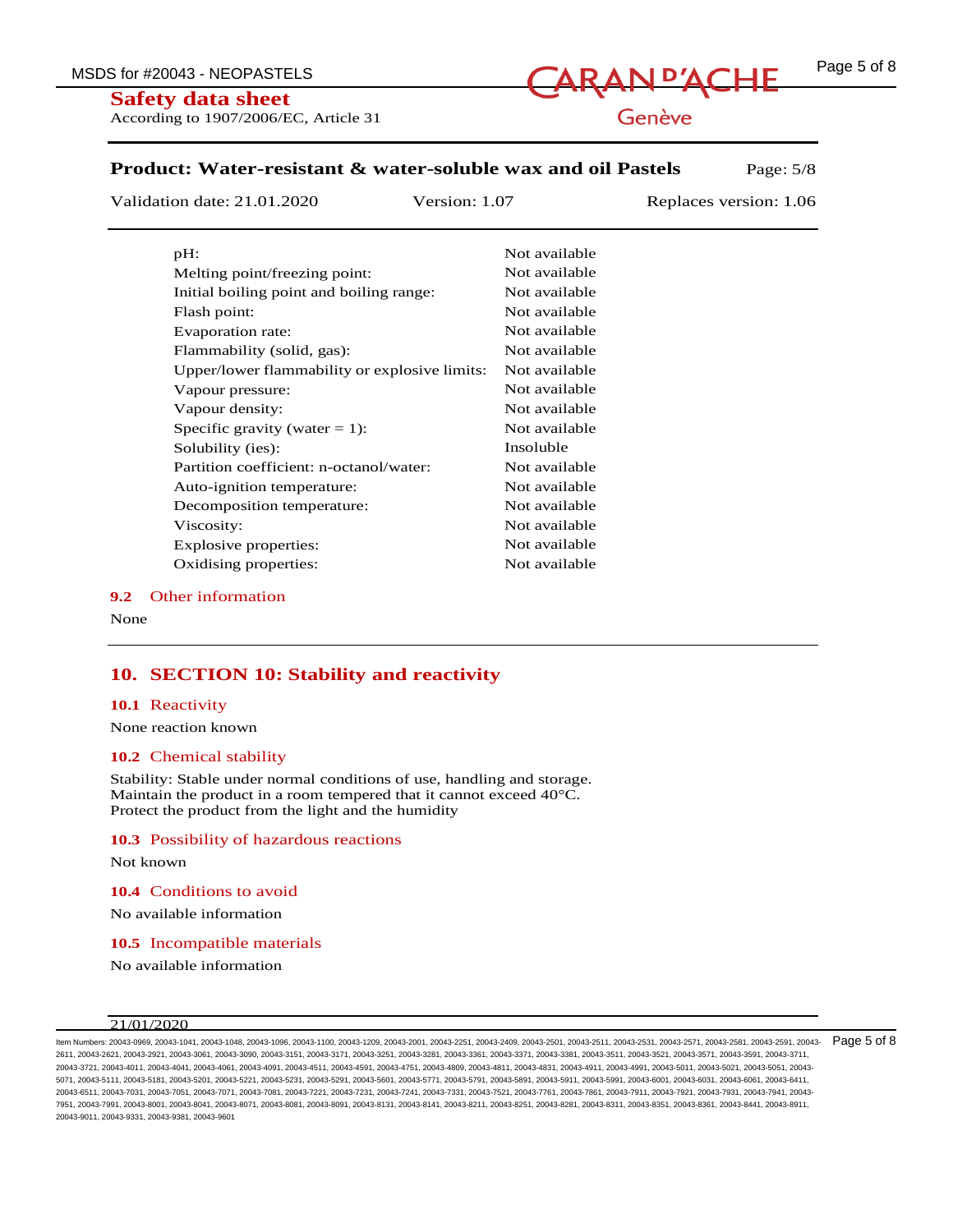| | |
|---|---|
| pH: | Not available |
| Melting point/freezing point: | Not available |
| Initial boiling point and boiling range: | Not available |
| Flash point: | Not available |
| Evaporation rate: | Not available |
| Flammability (solid, gas): | Not available |
| Upper/lower flammability or explosive limits: | Not available |
| Vapour pressure: | Not available |
| Vapour density: | Not available |
| Specific gravity (water = 1): | Not available |
| Solubility (ies): | Insoluble |
| Partition coefficient: n-octanol/water: | Not available |
| Auto-ignition temperature: | Not available |
| Decomposition temperature: | Not available |
| Viscosity: | Not available |
| Explosive properties: | Not available |
| Oxidising properties: | Not available |

### 9.2 Other information

None

## 10. SECTION 10: Stability and reactivity

### 10.1 Reactivity

None reaction known

### 10.2 Chemical stability

Stability: Stable under normal conditions of use, handling and storage.
Maintain the product in a room tempered that it cannot exceed 40°C.
Protect the product from the light and the humidity

### 10.3 Possibility of hazardous reactions

Not known

### 10.4 Conditions to avoid

No available information

### 10.5 Incompatible materials

No available information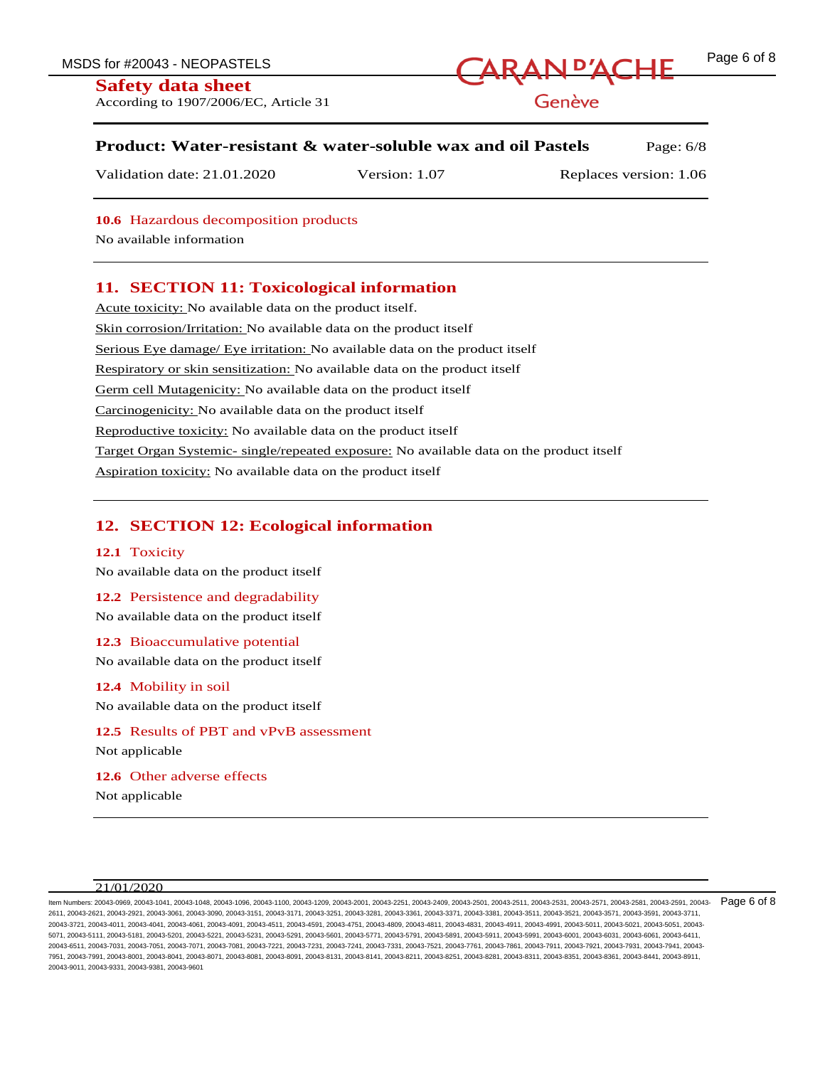### 10.6 Hazardous decomposition products

No available information

## 11. SECTION 11: Toxicological information

Acute toxicity: No available data on the product itself.

Skin corrosion/Irritation: No available data on the product itself

Serious Eye damage/ Eye irritation: No available data on the product itself

Respiratory or skin sensitization: No available data on the product itself

Germ cell Mutagenicity: No available data on the product itself

Carcinogenicity: No available data on the product itself

Reproductive toxicity: No available data on the product itself

Target Organ Systemic- single/repeated exposure: No available data on the product itself

Aspiration toxicity: No available data on the product itself

## 12. SECTION 12: Ecological information

### 12.1 Toxicity

No available data on the product itself

### 12.2 Persistence and degradability

No available data on the product itself

### 12.3 Bioaccumulative potential

No available data on the product itself

### 12.4 Mobility in soil

No available data on the product itself

### 12.5 Results of PBT and vPvB assessment

Not applicable

### 12.6 Other adverse effects

Not applicable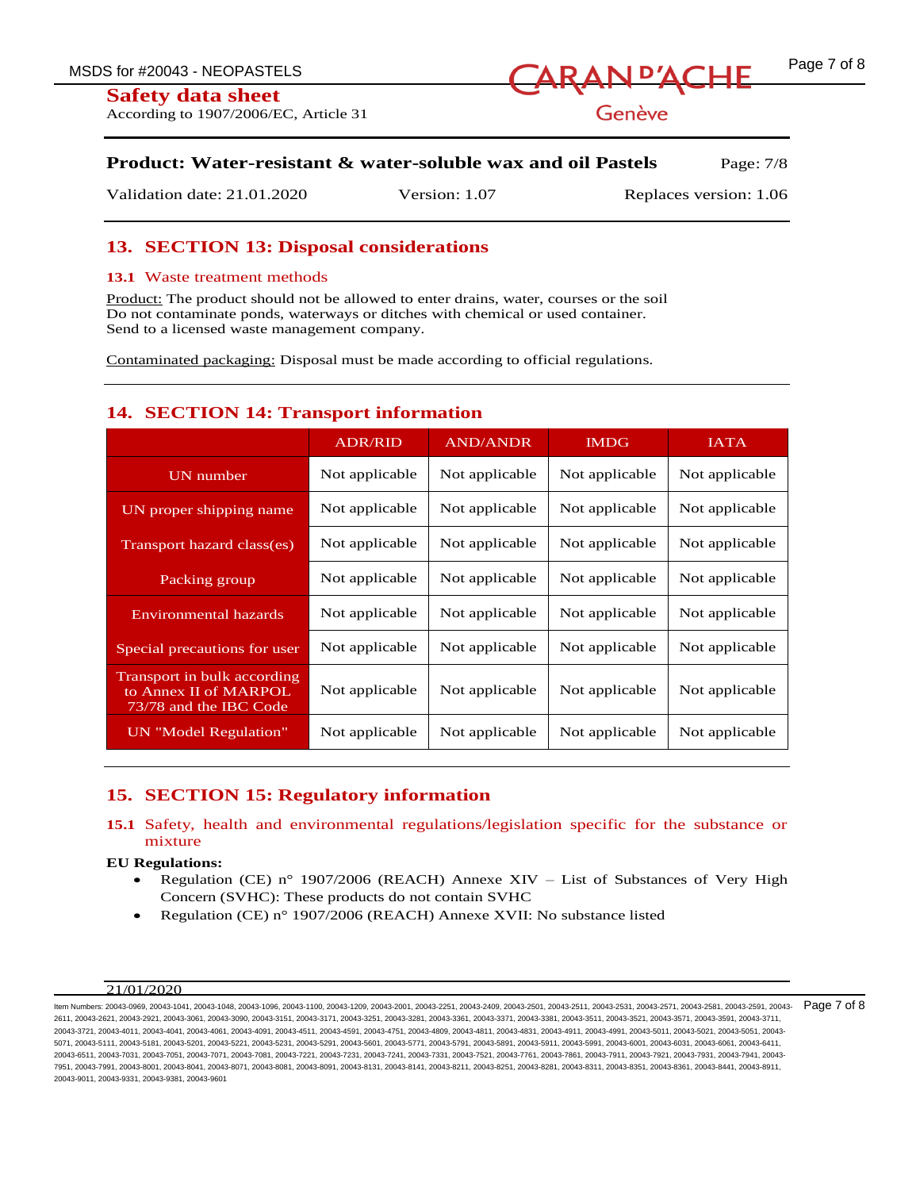**Product: Water-resistant & water-soluble wax and oil Pastels**

Validation date: 21.01.2020 | Version: 1.07 | Replaces version: 1.06

## 13. SECTION 13: Disposal considerations

### 13.1 Waste treatment methods

Product: The product should not be allowed to enter drains, water, courses or the soil
Do not contaminate ponds, waterways or ditches with chemical or used container.
Send to a licensed waste management company.

Contaminated packaging: Disposal must be made according to official regulations.

## 14. SECTION 14: Transport information

| | ADR/RID | AND/ANDR | IMDG | IATA |
|---|---|---|---|---|
| UN number | Not applicable | Not applicable | Not applicable | Not applicable |
| UN proper shipping name | Not applicable | Not applicable | Not applicable | Not applicable |
| Transport hazard class(es) | Not applicable | Not applicable | Not applicable | Not applicable |
| Packing group | Not applicable | Not applicable | Not applicable | Not applicable |
| Environmental hazards | Not applicable | Not applicable | Not applicable | Not applicable |
| Special precautions for user | Not applicable | Not applicable | Not applicable | Not applicable |
| Transport in bulk according to Annex II of MARPOL 73/78 and the IBC Code | Not applicable | Not applicable | Not applicable | Not applicable |
| UN "Model Regulation" | Not applicable | Not applicable | Not applicable | Not applicable |

## 15. SECTION 15: Regulatory information

### 15.1 Safety, health and environmental regulations/legislation specific for the substance or mixture

**EU Regulations:**

- Regulation (CE) n° 1907/2006 (REACH) Annexe XIV – List of Substances of Very High Concern (SVHC): These products do not contain SVHC
- Regulation (CE) n° 1907/2006 (REACH) Annexe XVII: No substance listed

21/01/2020

Item Numbers: 20043-0969, 20043-1041, 20043-1048, 20043-1096, 20043-1100, 20043-1209, 20043-2001, 20043-2251, 20043-2409, 20043-2501, 20043-2511, 20043-2531, 20043-2571, 20043-2581, 20043-2591, 20043-2611, 20043-2621, 20043-2921, 20043-3061, 20043-3090, 20043-3151, 20043-3171, 20043-3251, 20043-3281, 20043-3361, 20043-3371, 20043-3381, 20043-3511, 20043-3521, 20043-3571, 20043-3591, 20043-3711, 20043-3721, 20043-4011, 20043-4041, 20043-4061, 20043-4091, 20043-4511, 20043-4591, 20043-4751, 20043-4809, 20043-4811, 20043-4831, 20043-4911, 20043-4991, 20043-5011, 20043-5021, 20043-5051, 20043-5071, 20043-5111, 20043-5181, 20043-5201, 20043-5221, 20043-5231, 20043-5291, 20043-5601, 20043-5771, 20043-5791, 20043-5891, 20043-5911, 20043-5991, 20043-6001, 20043-6031, 20043-6061, 20043-6411, 20043-6511, 20043-7031, 20043-7051, 20043-7071, 20043-7081, 20043-7221, 20043-7231, 20043-7241, 20043-7331, 20043-7521, 20043-7761, 20043-7861, 20043-7911, 20043-7921, 20043-7931, 20043-7941, 20043-7951, 20043-7991, 20043-8001, 20043-8041, 20043-8071, 20043-8081, 20043-8091, 20043-8131, 20043-8141, 20043-8211, 20043-8251, 20043-8281, 20043-8311, 20043-8351, 20043-8361, 20043-8441, 20043-8911, 20043-9011, 20043-9331, 20043-9381, 20043-9601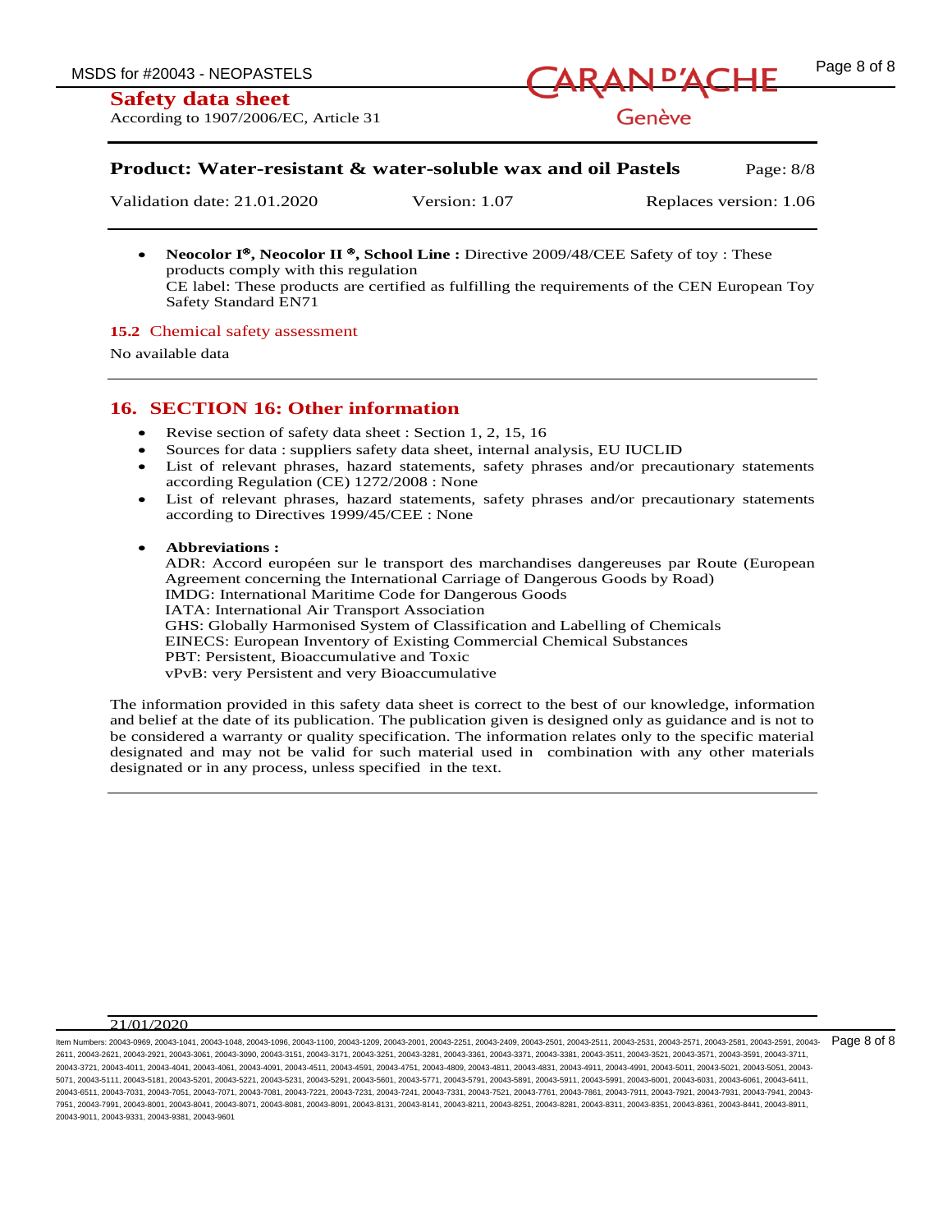- **Neocolor I®, Neocolor II ®, School Line :** Directive 2009/48/CEE Safety of toy : These products comply with this regulation
  CE label: These products are certified as fulfilling the requirements of the CEN European Toy Safety Standard EN71

### 15.2 Chemical safety assessment

No available data

## 16. SECTION 16: Other information

- Revise section of safety data sheet : Section 1, 2, 15, 16
- Sources for data : suppliers safety data sheet, internal analysis, EU IUCLID
- List of relevant phrases, hazard statements, safety phrases and/or precautionary statements according Regulation (CE) 1272/2008 : None
- List of relevant phrases, hazard statements, safety phrases and/or precautionary statements according to Directives 1999/45/CEE : None

- **Abbreviations :**
  ADR: Accord européen sur le transport des marchandises dangereuses par Route (European Agreement concerning the International Carriage of Dangerous Goods by Road)
  IMDG: International Maritime Code for Dangerous Goods
  IATA: International Air Transport Association
  GHS: Globally Harmonised System of Classification and Labelling of Chemicals
  EINECS: European Inventory of Existing Commercial Chemical Substances
  PBT: Persistent, Bioaccumulative and Toxic
  vPvB: very Persistent and very Bioaccumulative

The information provided in this safety data sheet is correct to the best of our knowledge, information and belief at the date of its publication. The publication given is designed only as guidance and is not to be considered a warranty or quality specification. The information relates only to the specific material designated and may not be valid for such material used in combination with any other materials designated or in any process, unless specified in the text.